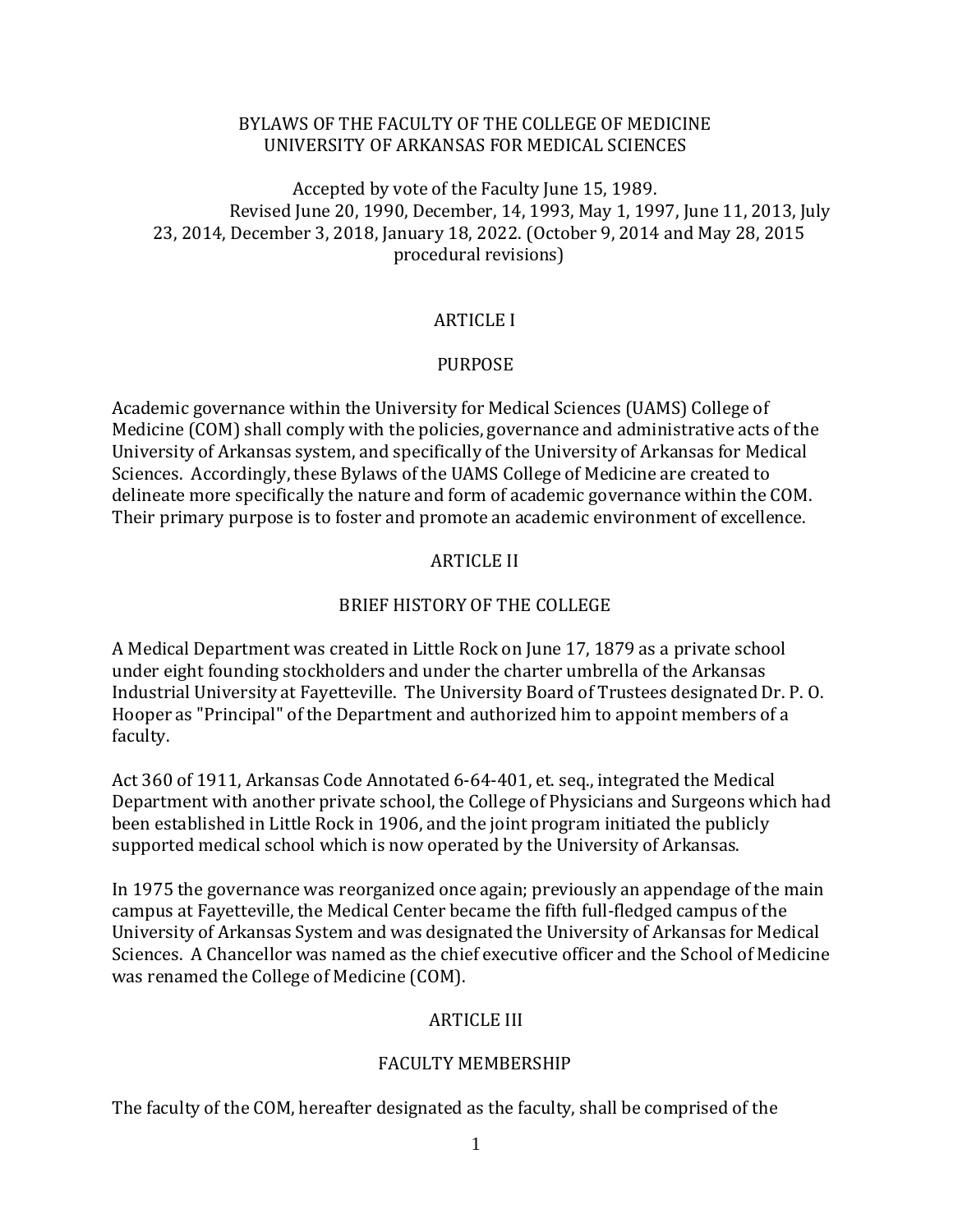# BYLAWS OF THE FACULTY OF THE COLLEGE OF MEDICINE
# UNIVERSITY OF ARKANSAS FOR MEDICAL SCIENCES

Accepted by vote of the Faculty June 15, 1989.
Revised June 20, 1990, December, 14, 1993, May 1, 1997, June 11, 2013, July 23, 2014, December 3, 2018, January 18, 2022. (October 9, 2014 and May 28, 2015 procedural revisions)

## ARTICLE I

## PURPOSE

Academic governance within the University for Medical Sciences (UAMS) College of Medicine (COM) shall comply with the policies, governance and administrative acts of the University of Arkansas system, and specifically of the University of Arkansas for Medical Sciences. Accordingly, these Bylaws of the UAMS College of Medicine are created to delineate more specifically the nature and form of academic governance within the COM. Their primary purpose is to foster and promote an academic environment of excellence.

## ARTICLE II

## BRIEF HISTORY OF THE COLLEGE

A Medical Department was created in Little Rock on June 17, 1879 as a private school under eight founding stockholders and under the charter umbrella of the Arkansas Industrial University at Fayetteville. The University Board of Trustees designated Dr. P. O. Hooper as "Principal" of the Department and authorized him to appoint members of a faculty.

Act 360 of 1911, Arkansas Code Annotated 6-64-401, et. seq., integrated the Medical Department with another private school, the College of Physicians and Surgeons which had been established in Little Rock in 1906, and the joint program initiated the publicly supported medical school which is now operated by the University of Arkansas.

In 1975 the governance was reorganized once again; previously an appendage of the main campus at Fayetteville, the Medical Center became the fifth full-fledged campus of the University of Arkansas System and was designated the University of Arkansas for Medical Sciences. A Chancellor was named as the chief executive officer and the School of Medicine was renamed the College of Medicine (COM).

## ARTICLE III

## FACULTY MEMBERSHIP

The faculty of the COM, hereafter designated as the faculty, shall be comprised of the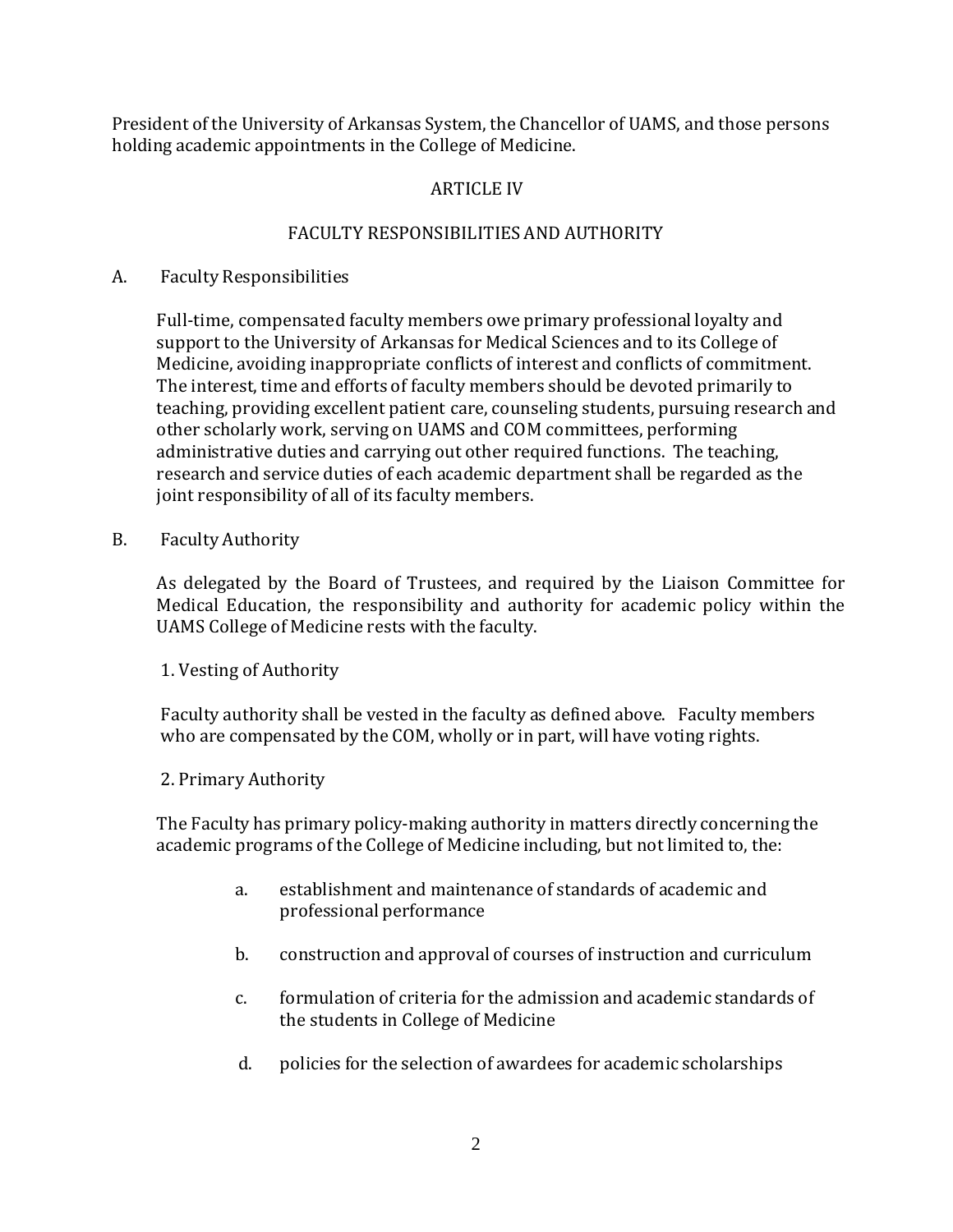President of the University of Arkansas System, the Chancellor of UAMS, and those persons holding academic appointments in the College of Medicine.

## ARTICLE IV

## FACULTY RESPONSIBILITIES AND AUTHORITY

### A. Faculty Responsibilities

Full-time, compensated faculty members owe primary professional loyalty and support to the University of Arkansas for Medical Sciences and to its College of Medicine, avoiding inappropriate conflicts of interest and conflicts of commitment. The interest, time and efforts of faculty members should be devoted primarily to teaching, providing excellent patient care, counseling students, pursuing research and other scholarly work, serving on UAMS and COM committees, performing administrative duties and carrying out other required functions. The teaching, research and service duties of each academic department shall be regarded as the joint responsibility of all of its faculty members.

### B. Faculty Authority

As delegated by the Board of Trustees, and required by the Liaison Committee for Medical Education, the responsibility and authority for academic policy within the UAMS College of Medicine rests with the faculty.

1. Vesting of Authority

Faculty authority shall be vested in the faculty as defined above. Faculty members who are compensated by the COM, wholly or in part, will have voting rights.

2. Primary Authority

The Faculty has primary policy-making authority in matters directly concerning the academic programs of the College of Medicine including, but not limited to, the:

- a. establishment and maintenance of standards of academic and professional performance
- b. construction and approval of courses of instruction and curriculum
- c. formulation of criteria for the admission and academic standards of the students in College of Medicine
- d. policies for the selection of awardees for academic scholarships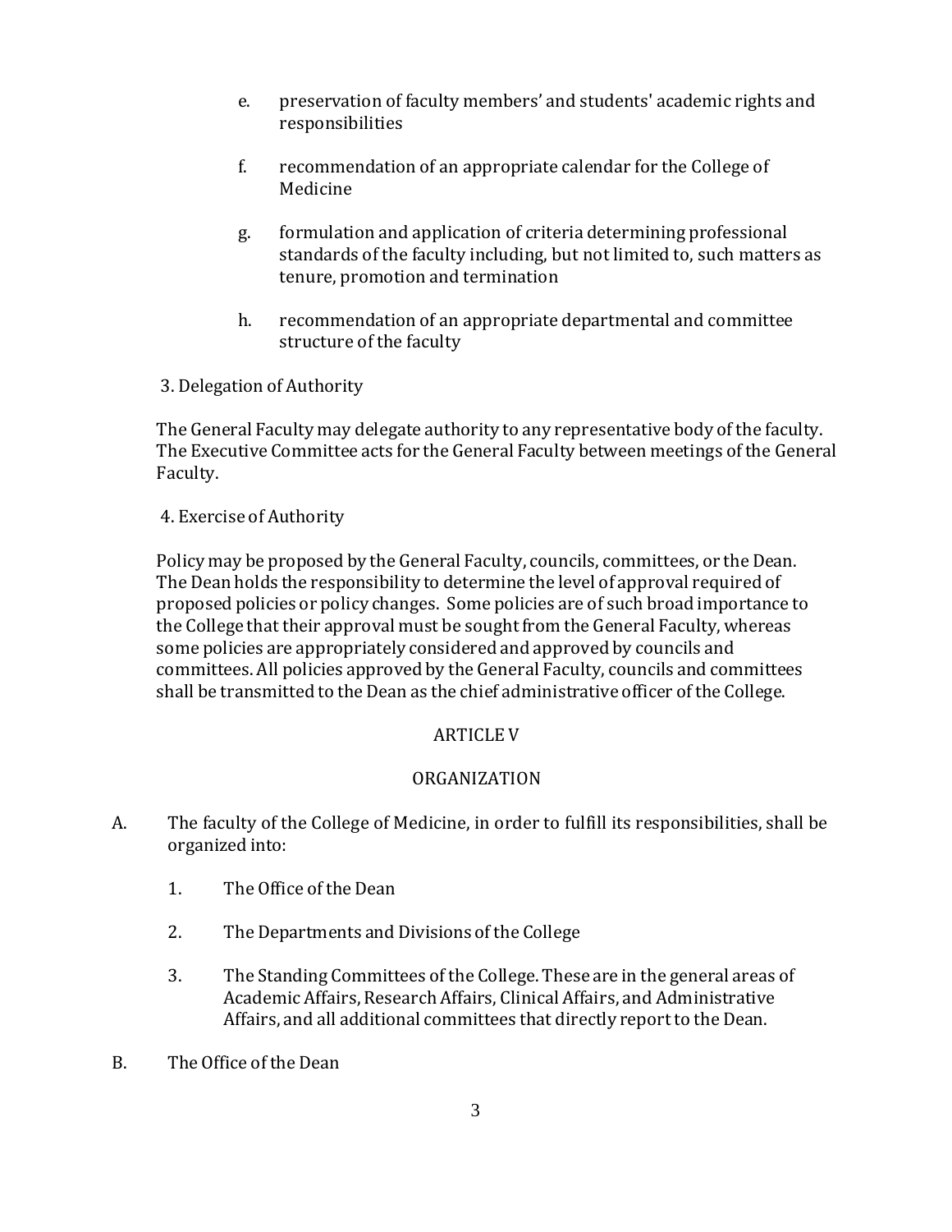e. preservation of faculty members' and students' academic rights and responsibilities

f. recommendation of an appropriate calendar for the College of Medicine

g. formulation and application of criteria determining professional standards of the faculty including, but not limited to, such matters as tenure, promotion and termination

h. recommendation of an appropriate departmental and committee structure of the faculty

3. Delegation of Authority

The General Faculty may delegate authority to any representative body of the faculty. The Executive Committee acts for the General Faculty between meetings of the General Faculty.

4. Exercise of Authority

Policy may be proposed by the General Faculty, councils, committees, or the Dean. The Dean holds the responsibility to determine the level of approval required of proposed policies or policy changes. Some policies are of such broad importance to the College that their approval must be sought from the General Faculty, whereas some policies are appropriately considered and approved by councils and committees. All policies approved by the General Faculty, councils and committees shall be transmitted to the Dean as the chief administrative officer of the College.

## ARTICLE V

## ORGANIZATION

A. The faculty of the College of Medicine, in order to fulfill its responsibilities, shall be organized into:

1. The Office of the Dean

2. The Departments and Divisions of the College

3. The Standing Committees of the College. These are in the general areas of Academic Affairs, Research Affairs, Clinical Affairs, and Administrative Affairs, and all additional committees that directly report to the Dean.

B. The Office of the Dean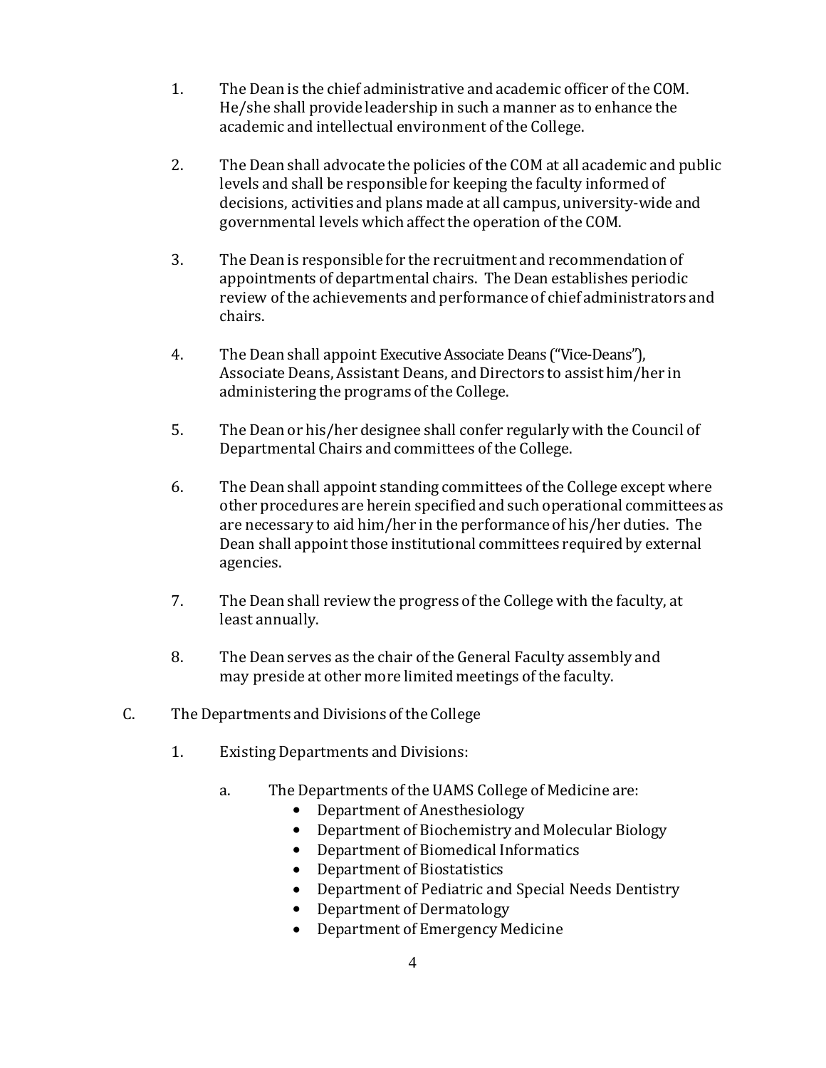1. The Dean is the chief administrative and academic officer of the COM. He/she shall provide leadership in such a manner as to enhance the academic and intellectual environment of the College.

2. The Dean shall advocate the policies of the COM at all academic and public levels and shall be responsible for keeping the faculty informed of decisions, activities and plans made at all campus, university-wide and governmental levels which affect the operation of the COM.

3. The Dean is responsible for the recruitment and recommendation of appointments of departmental chairs. The Dean establishes periodic review of the achievements and performance of chief administrators and chairs.

4. The Dean shall appoint Executive Associate Deans ("Vice-Deans"), Associate Deans, Assistant Deans, and Directors to assist him/her in administering the programs of the College.

5. The Dean or his/her designee shall confer regularly with the Council of Departmental Chairs and committees of the College.

6. The Dean shall appoint standing committees of the College except where other procedures are herein specified and such operational committees as are necessary to aid him/her in the performance of his/her duties. The Dean shall appoint those institutional committees required by external agencies.

7. The Dean shall review the progress of the College with the faculty, at least annually.

8. The Dean serves as the chair of the General Faculty assembly and may preside at other more limited meetings of the faculty.

C. The Departments and Divisions of the College

   1. Existing Departments and Divisions:

      a. The Departments of the UAMS College of Medicine are:
         - Department of Anesthesiology
         - Department of Biochemistry and Molecular Biology
         - Department of Biomedical Informatics
         - Department of Biostatistics
         - Department of Pediatric and Special Needs Dentistry
         - Department of Dermatology
         - Department of Emergency Medicine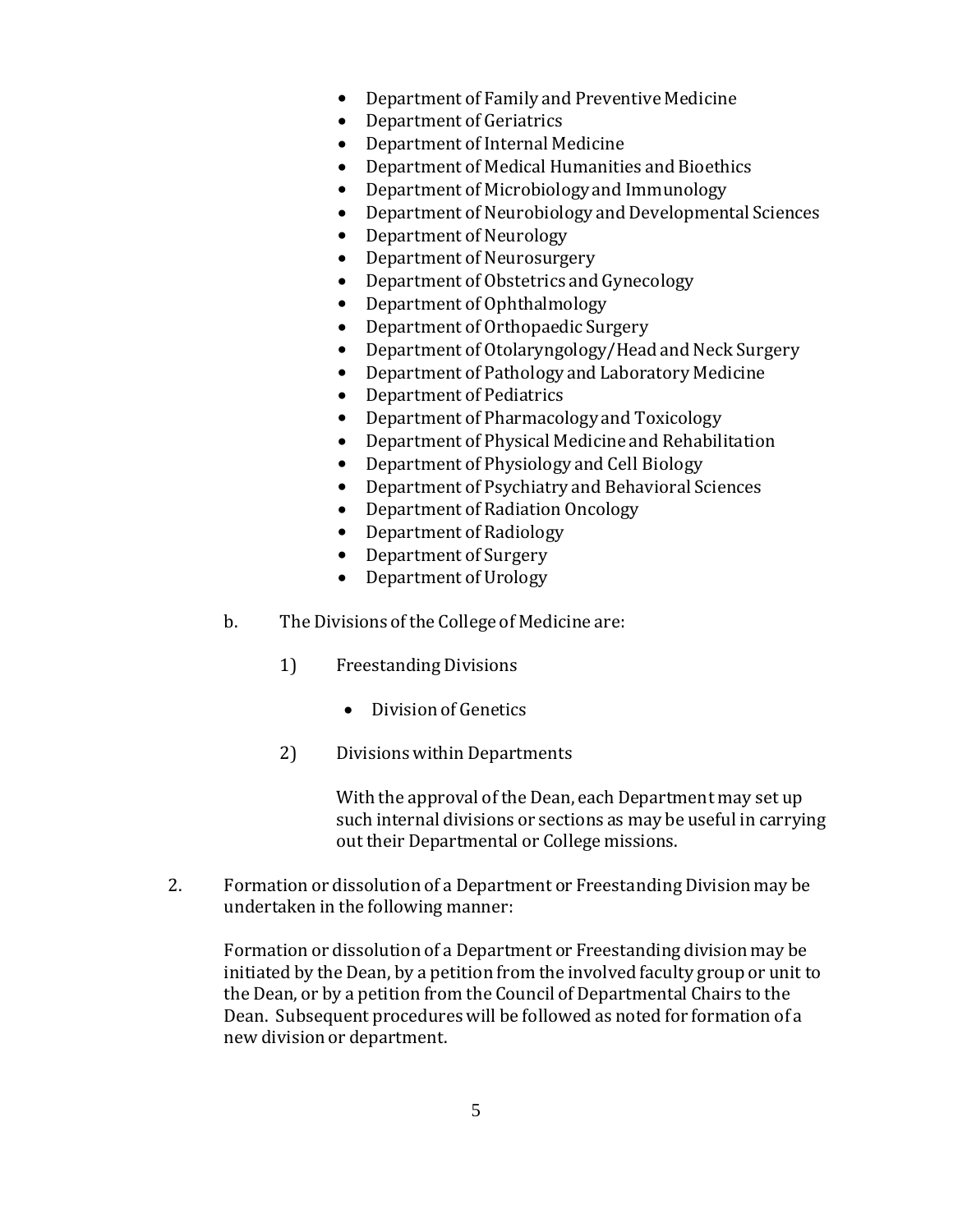- Department of Family and Preventive Medicine
- Department of Geriatrics
- Department of Internal Medicine
- Department of Medical Humanities and Bioethics
- Department of Microbiology and Immunology
- Department of Neurobiology and Developmental Sciences
- Department of Neurology
- Department of Neurosurgery
- Department of Obstetrics and Gynecology
- Department of Ophthalmology
- Department of Orthopaedic Surgery
- Department of Otolaryngology/Head and Neck Surgery
- Department of Pathology and Laboratory Medicine
- Department of Pediatrics
- Department of Pharmacology and Toxicology
- Department of Physical Medicine and Rehabilitation
- Department of Physiology and Cell Biology
- Department of Psychiatry and Behavioral Sciences
- Department of Radiation Oncology
- Department of Radiology
- Department of Surgery
- Department of Urology

b. The Divisions of the College of Medicine are:

1) Freestanding Divisions

- Division of Genetics

2) Divisions within Departments

With the approval of the Dean, each Department may set up such internal divisions or sections as may be useful in carrying out their Departmental or College missions.

2. Formation or dissolution of a Department or Freestanding Division may be undertaken in the following manner:

Formation or dissolution of a Department or Freestanding division may be initiated by the Dean, by a petition from the involved faculty group or unit to the Dean, or by a petition from the Council of Departmental Chairs to the Dean. Subsequent procedures will be followed as noted for formation of a new division or department.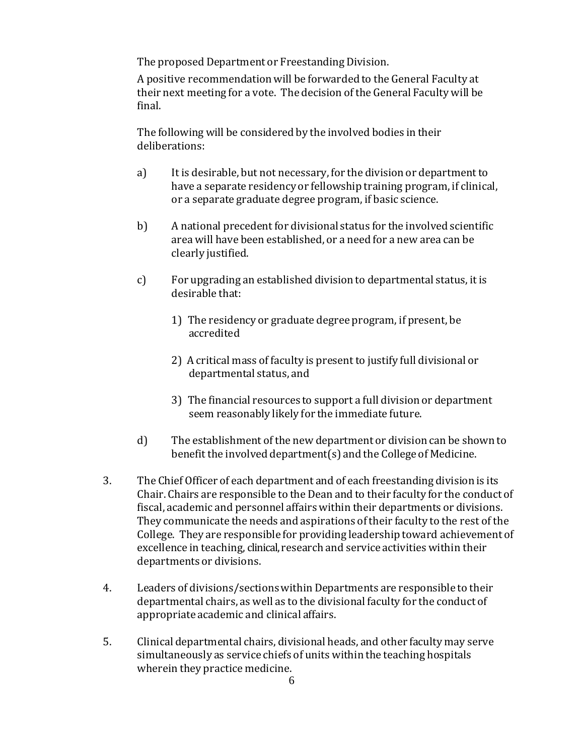The proposed Department or Freestanding Division.

A positive recommendation will be forwarded to the General Faculty at their next meeting for a vote. The decision of the General Faculty will be final.

The following will be considered by the involved bodies in their deliberations:

a) It is desirable, but not necessary, for the division or department to have a separate residency or fellowship training program, if clinical, or a separate graduate degree program, if basic science.

b) A national precedent for divisional status for the involved scientific area will have been established, or a need for a new area can be clearly justified.

c) For upgrading an established division to departmental status, it is desirable that:

   1) The residency or graduate degree program, if present, be accredited

   2) A critical mass of faculty is present to justify full divisional or departmental status, and

   3) The financial resources to support a full division or department seem reasonably likely for the immediate future.

d) The establishment of the new department or division can be shown to benefit the involved department(s) and the College of Medicine.

3. The Chief Officer of each department and of each freestanding division is its Chair. Chairs are responsible to the Dean and to their faculty for the conduct of fiscal, academic and personnel affairs within their departments or divisions. They communicate the needs and aspirations of their faculty to the rest of the College. They are responsible for providing leadership toward achievement of excellence in teaching, clinical, research and service activities within their departments or divisions.

4. Leaders of divisions/sections within Departments are responsible to their departmental chairs, as well as to the divisional faculty for the conduct of appropriate academic and clinical affairs.

5. Clinical departmental chairs, divisional heads, and other faculty may serve simultaneously as service chiefs of units within the teaching hospitals wherein they practice medicine.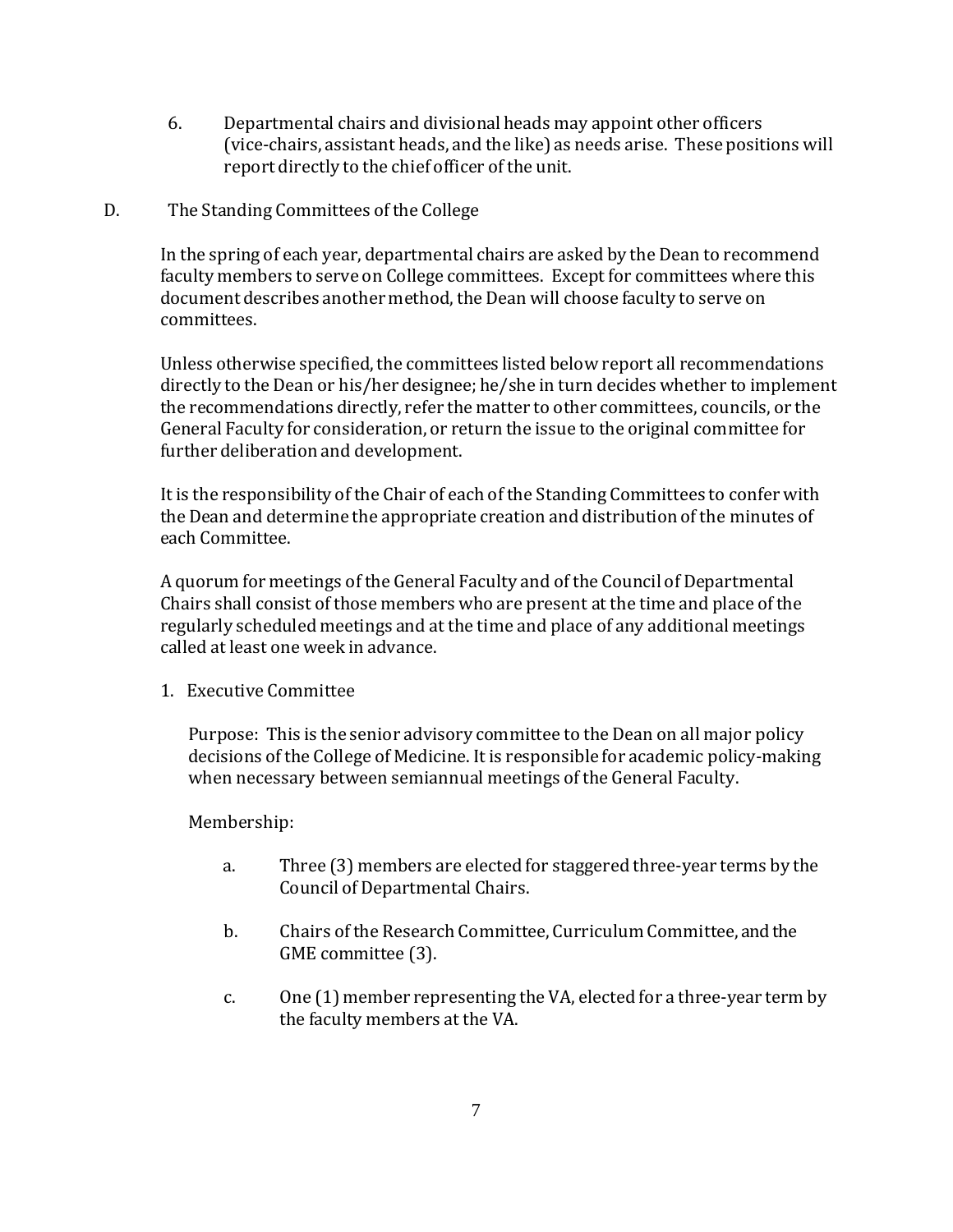6. Departmental chairs and divisional heads may appoint other officers (vice-chairs, assistant heads, and the like) as needs arise. These positions will report directly to the chief officer of the unit.

## D. The Standing Committees of the College

In the spring of each year, departmental chairs are asked by the Dean to recommend faculty members to serve on College committees. Except for committees where this document describes another method, the Dean will choose faculty to serve on committees.

Unless otherwise specified, the committees listed below report all recommendations directly to the Dean or his/her designee; he/she in turn decides whether to implement the recommendations directly, refer the matter to other committees, councils, or the General Faculty for consideration, or return the issue to the original committee for further deliberation and development.

It is the responsibility of the Chair of each of the Standing Committees to confer with the Dean and determine the appropriate creation and distribution of the minutes of each Committee.

A quorum for meetings of the General Faculty and of the Council of Departmental Chairs shall consist of those members who are present at the time and place of the regularly scheduled meetings and at the time and place of any additional meetings called at least one week in advance.

### 1. Executive Committee

Purpose: This is the senior advisory committee to the Dean on all major policy decisions of the College of Medicine. It is responsible for academic policy-making when necessary between semiannual meetings of the General Faculty.

Membership:

a. Three (3) members are elected for staggered three-year terms by the Council of Departmental Chairs.

b. Chairs of the Research Committee, Curriculum Committee, and the GME committee (3).

c. One (1) member representing the VA, elected for a three-year term by the faculty members at the VA.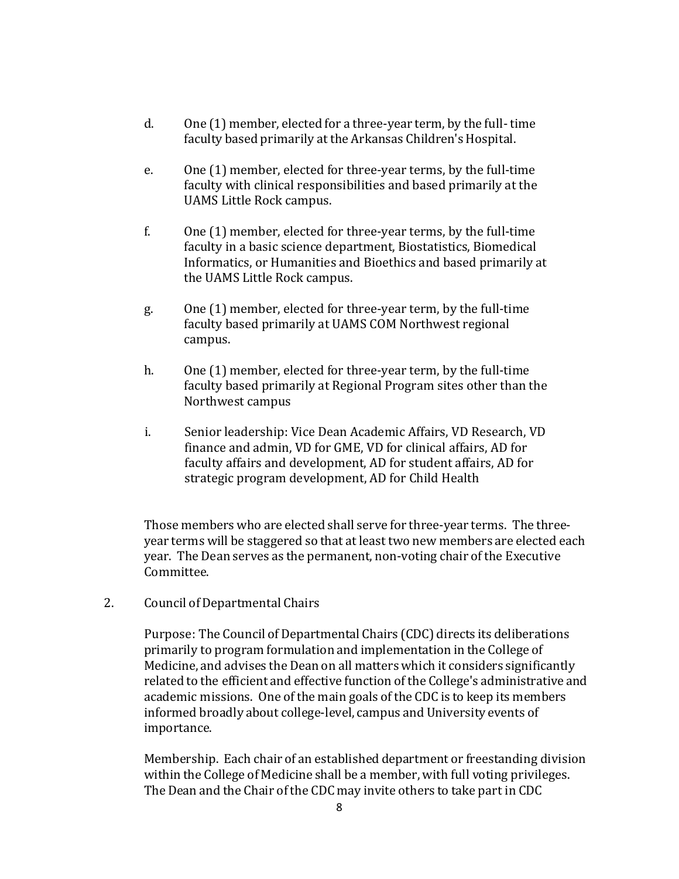d. One (1) member, elected for a three-year term, by the full- time faculty based primarily at the Arkansas Children's Hospital.

e. One (1) member, elected for three-year terms, by the full-time faculty with clinical responsibilities and based primarily at the UAMS Little Rock campus.

f. One (1) member, elected for three-year terms, by the full-time faculty in a basic science department, Biostatistics, Biomedical Informatics, or Humanities and Bioethics and based primarily at the UAMS Little Rock campus.

g. One (1) member, elected for three-year term, by the full-time faculty based primarily at UAMS COM Northwest regional campus.

h. One (1) member, elected for three-year term, by the full-time faculty based primarily at Regional Program sites other than the Northwest campus

i. Senior leadership: Vice Dean Academic Affairs, VD Research, VD finance and admin, VD for GME, VD for clinical affairs, AD for faculty affairs and development, AD for student affairs, AD for strategic program development, AD for Child Health

Those members who are elected shall serve for three-year terms. The three-year terms will be staggered so that at least two new members are elected each year. The Dean serves as the permanent, non-voting chair of the Executive Committee.

2. Council of Departmental Chairs

Purpose: The Council of Departmental Chairs (CDC) directs its deliberations primarily to program formulation and implementation in the College of Medicine, and advises the Dean on all matters which it considers significantly related to the efficient and effective function of the College's administrative and academic missions. One of the main goals of the CDC is to keep its members informed broadly about college-level, campus and University events of importance.

Membership. Each chair of an established department or freestanding division within the College of Medicine shall be a member, with full voting privileges. The Dean and the Chair of the CDC may invite others to take part in CDC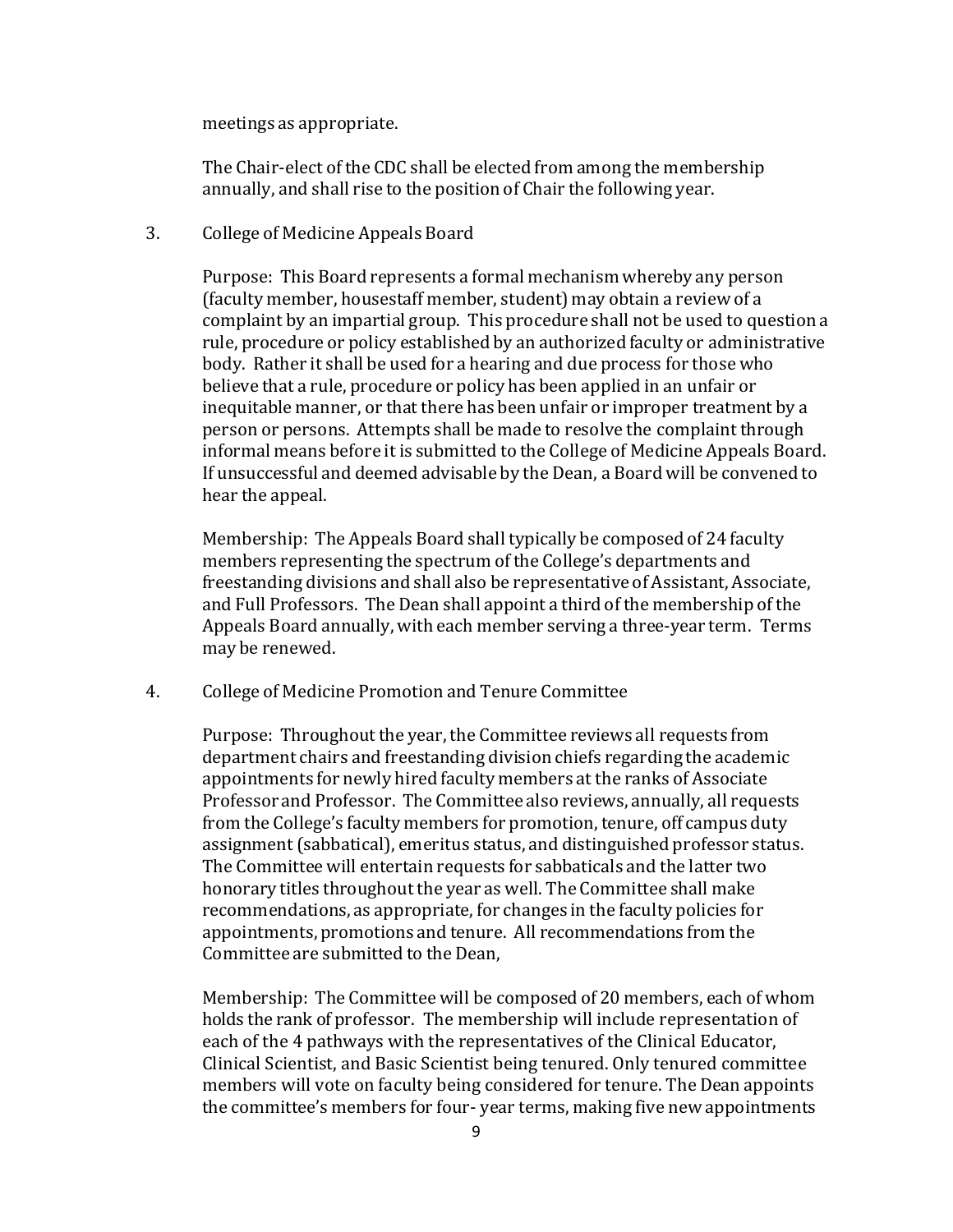meetings as appropriate.

The Chair-elect of the CDC shall be elected from among the membership annually, and shall rise to the position of Chair the following year.

3. College of Medicine Appeals Board

Purpose: This Board represents a formal mechanism whereby any person (faculty member, housestaff member, student) may obtain a review of a complaint by an impartial group. This procedure shall not be used to question a rule, procedure or policy established by an authorized faculty or administrative body. Rather it shall be used for a hearing and due process for those who believe that a rule, procedure or policy has been applied in an unfair or inequitable manner, or that there has been unfair or improper treatment by a person or persons. Attempts shall be made to resolve the complaint through informal means before it is submitted to the College of Medicine Appeals Board. If unsuccessful and deemed advisable by the Dean, a Board will be convened to hear the appeal.

Membership: The Appeals Board shall typically be composed of 24 faculty members representing the spectrum of the College's departments and freestanding divisions and shall also be representative of Assistant, Associate, and Full Professors. The Dean shall appoint a third of the membership of the Appeals Board annually, with each member serving a three-year term. Terms may be renewed.

4. College of Medicine Promotion and Tenure Committee

Purpose: Throughout the year, the Committee reviews all requests from department chairs and freestanding division chiefs regarding the academic appointments for newly hired faculty members at the ranks of Associate Professor and Professor. The Committee also reviews, annually, all requests from the College's faculty members for promotion, tenure, off campus duty assignment (sabbatical), emeritus status, and distinguished professor status. The Committee will entertain requests for sabbaticals and the latter two honorary titles throughout the year as well. The Committee shall make recommendations, as appropriate, for changes in the faculty policies for appointments, promotions and tenure. All recommendations from the Committee are submitted to the Dean,

Membership: The Committee will be composed of 20 members, each of whom holds the rank of professor. The membership will include representation of each of the 4 pathways with the representatives of the Clinical Educator, Clinical Scientist, and Basic Scientist being tenured. Only tenured committee members will vote on faculty being considered for tenure. The Dean appoints the committee's members for four- year terms, making five new appointments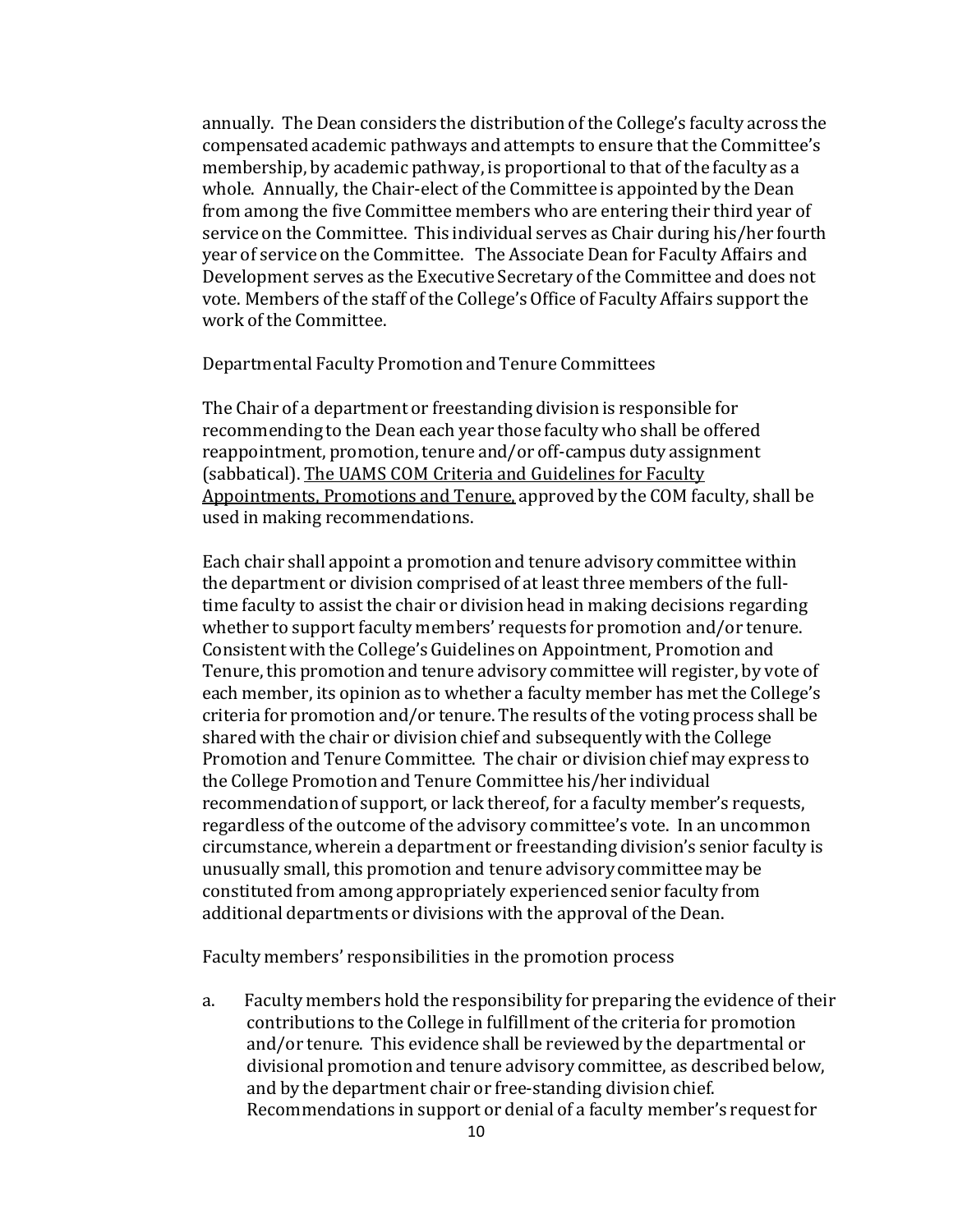annually. The Dean considers the distribution of the College's faculty across the compensated academic pathways and attempts to ensure that the Committee's membership, by academic pathway, is proportional to that of the faculty as a whole. Annually, the Chair-elect of the Committee is appointed by the Dean from among the five Committee members who are entering their third year of service on the Committee. This individual serves as Chair during his/her fourth year of service on the Committee. The Associate Dean for Faculty Affairs and Development serves as the Executive Secretary of the Committee and does not vote. Members of the staff of the College's Office of Faculty Affairs support the work of the Committee.

Departmental Faculty Promotion and Tenure Committees

The Chair of a department or freestanding division is responsible for recommending to the Dean each year those faculty who shall be offered reappointment, promotion, tenure and/or off-campus duty assignment (sabbatical). The UAMS COM Criteria and Guidelines for Faculty Appointments, Promotions and Tenure, approved by the COM faculty, shall be used in making recommendations.

Each chair shall appoint a promotion and tenure advisory committee within the department or division comprised of at least three members of the full-time faculty to assist the chair or division head in making decisions regarding whether to support faculty members' requests for promotion and/or tenure. Consistent with the College's Guidelines on Appointment, Promotion and Tenure, this promotion and tenure advisory committee will register, by vote of each member, its opinion as to whether a faculty member has met the College's criteria for promotion and/or tenure. The results of the voting process shall be shared with the chair or division chief and subsequently with the College Promotion and Tenure Committee. The chair or division chief may express to the College Promotion and Tenure Committee his/her individual recommendation of support, or lack thereof, for a faculty member's requests, regardless of the outcome of the advisory committee's vote. In an uncommon circumstance, wherein a department or freestanding division's senior faculty is unusually small, this promotion and tenure advisory committee may be constituted from among appropriately experienced senior faculty from additional departments or divisions with the approval of the Dean.

Faculty members' responsibilities in the promotion process

a. Faculty members hold the responsibility for preparing the evidence of their contributions to the College in fulfillment of the criteria for promotion and/or tenure. This evidence shall be reviewed by the departmental or divisional promotion and tenure advisory committee, as described below, and by the department chair or free-standing division chief. Recommendations in support or denial of a faculty member's request for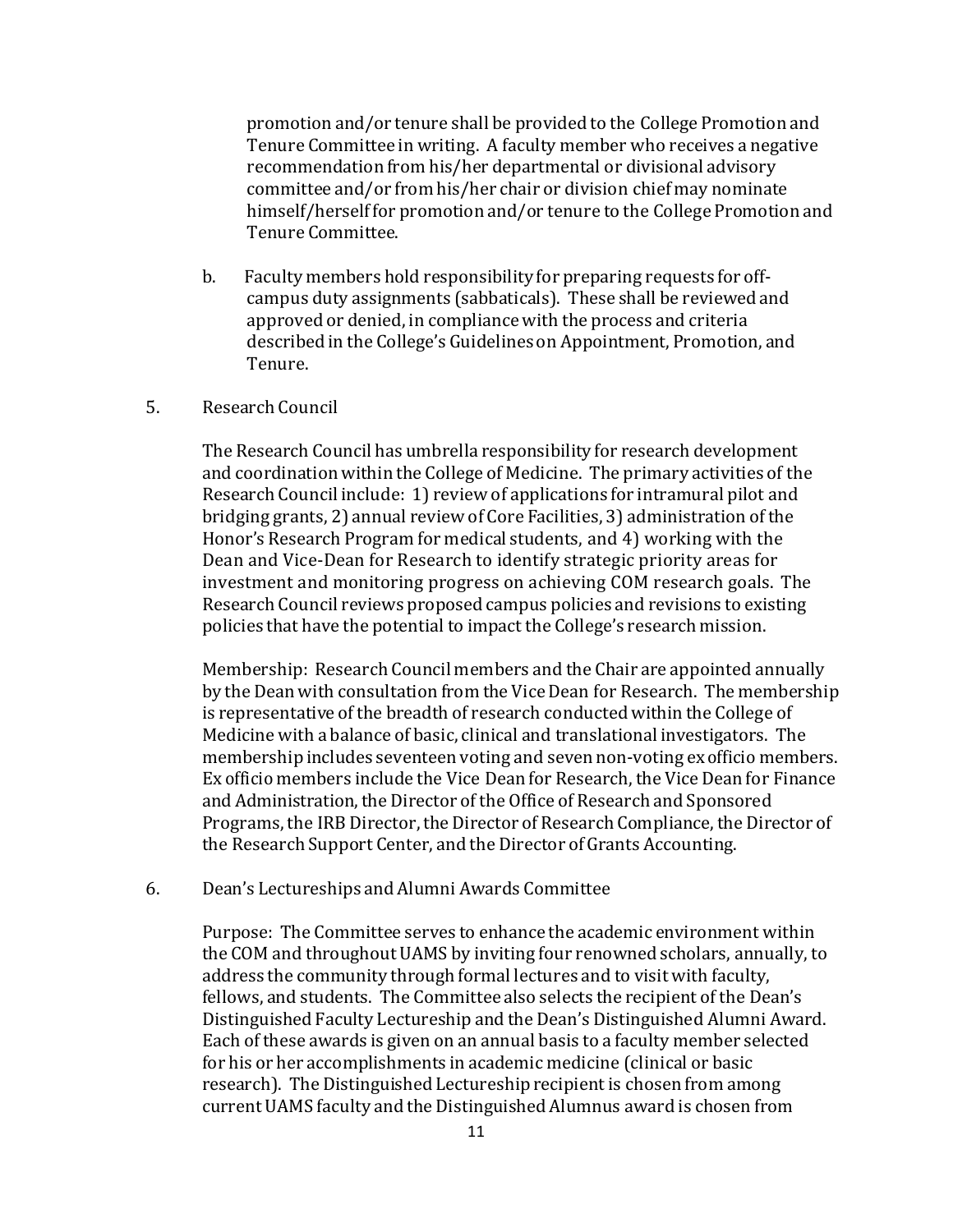promotion and/or tenure shall be provided to the College Promotion and Tenure Committee in writing. A faculty member who receives a negative recommendation from his/her departmental or divisional advisory committee and/or from his/her chair or division chief may nominate himself/herself for promotion and/or tenure to the College Promotion and Tenure Committee.

b. Faculty members hold responsibility for preparing requests for off-campus duty assignments (sabbaticals). These shall be reviewed and approved or denied, in compliance with the process and criteria described in the College's Guidelines on Appointment, Promotion, and Tenure.

5. Research Council

The Research Council has umbrella responsibility for research development and coordination within the College of Medicine. The primary activities of the Research Council include: 1) review of applications for intramural pilot and bridging grants, 2) annual review of Core Facilities, 3) administration of the Honor's Research Program for medical students, and 4) working with the Dean and Vice-Dean for Research to identify strategic priority areas for investment and monitoring progress on achieving COM research goals. The Research Council reviews proposed campus policies and revisions to existing policies that have the potential to impact the College's research mission.

Membership: Research Council members and the Chair are appointed annually by the Dean with consultation from the Vice Dean for Research. The membership is representative of the breadth of research conducted within the College of Medicine with a balance of basic, clinical and translational investigators. The membership includes seventeen voting and seven non-voting ex officio members. Ex officio members include the Vice Dean for Research, the Vice Dean for Finance and Administration, the Director of the Office of Research and Sponsored Programs, the IRB Director, the Director of Research Compliance, the Director of the Research Support Center, and the Director of Grants Accounting.

6. Dean's Lectureships and Alumni Awards Committee

Purpose: The Committee serves to enhance the academic environment within the COM and throughout UAMS by inviting four renowned scholars, annually, to address the community through formal lectures and to visit with faculty, fellows, and students. The Committee also selects the recipient of the Dean's Distinguished Faculty Lectureship and the Dean's Distinguished Alumni Award. Each of these awards is given on an annual basis to a faculty member selected for his or her accomplishments in academic medicine (clinical or basic research). The Distinguished Lectureship recipient is chosen from among current UAMS faculty and the Distinguished Alumnus award is chosen from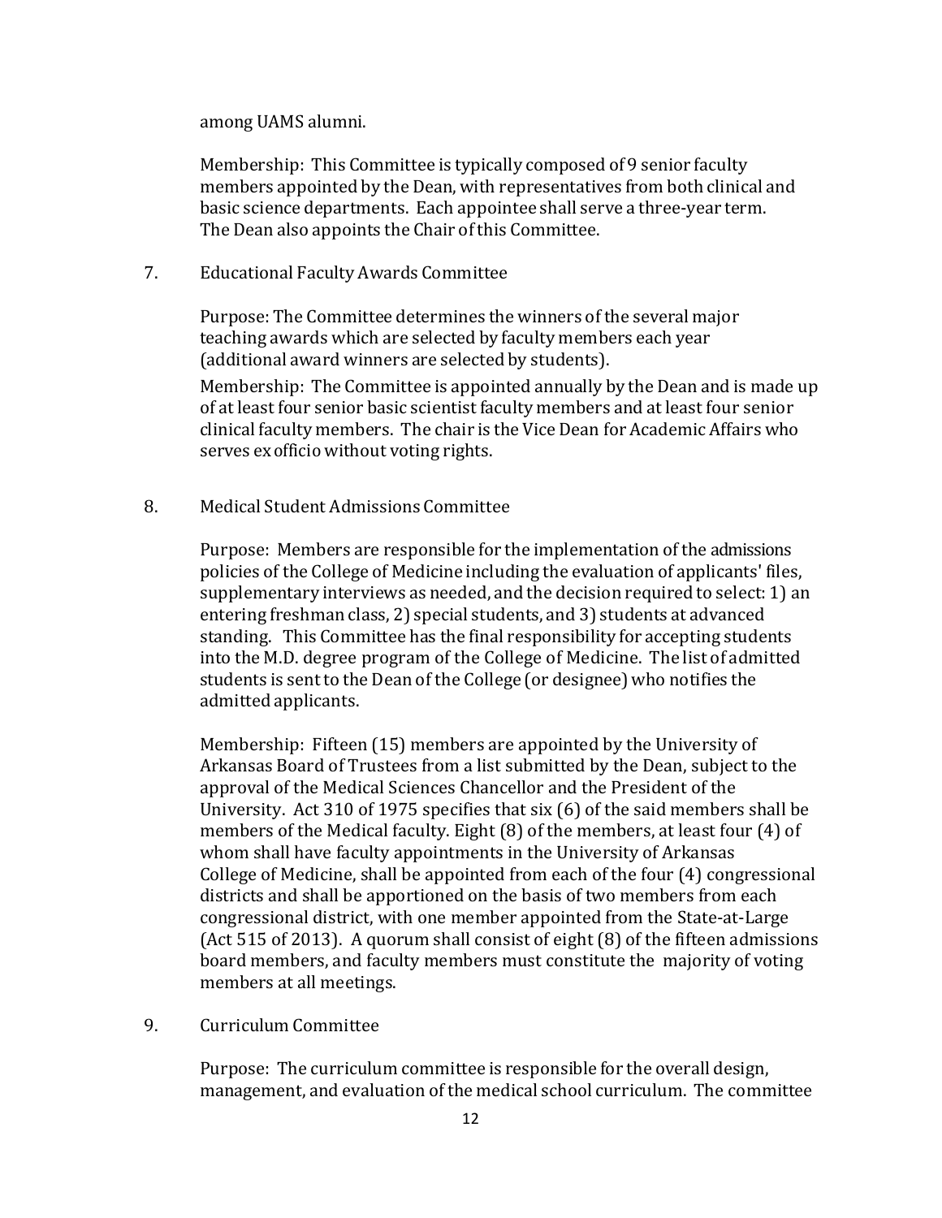among UAMS alumni.

Membership: This Committee is typically composed of 9 senior faculty members appointed by the Dean, with representatives from both clinical and basic science departments. Each appointee shall serve a three-year term. The Dean also appoints the Chair of this Committee.

7. Educational Faculty Awards Committee

Purpose: The Committee determines the winners of the several major teaching awards which are selected by faculty members each year (additional award winners are selected by students).

Membership: The Committee is appointed annually by the Dean and is made up of at least four senior basic scientist faculty members and at least four senior clinical faculty members. The chair is the Vice Dean for Academic Affairs who serves ex officio without voting rights.

8. Medical Student Admissions Committee

Purpose: Members are responsible for the implementation of the admissions policies of the College of Medicine including the evaluation of applicants' files, supplementary interviews as needed, and the decision required to select: 1) an entering freshman class, 2) special students, and 3) students at advanced standing. This Committee has the final responsibility for accepting students into the M.D. degree program of the College of Medicine. The list of admitted students is sent to the Dean of the College (or designee) who notifies the admitted applicants.

Membership: Fifteen (15) members are appointed by the University of Arkansas Board of Trustees from a list submitted by the Dean, subject to the approval of the Medical Sciences Chancellor and the President of the University. Act 310 of 1975 specifies that six (6) of the said members shall be members of the Medical faculty. Eight (8) of the members, at least four (4) of whom shall have faculty appointments in the University of Arkansas College of Medicine, shall be appointed from each of the four (4) congressional districts and shall be apportioned on the basis of two members from each congressional district, with one member appointed from the State-at-Large (Act 515 of 2013). A quorum shall consist of eight (8) of the fifteen admissions board members, and faculty members must constitute the majority of voting members at all meetings.

9. Curriculum Committee

Purpose: The curriculum committee is responsible for the overall design, management, and evaluation of the medical school curriculum. The committee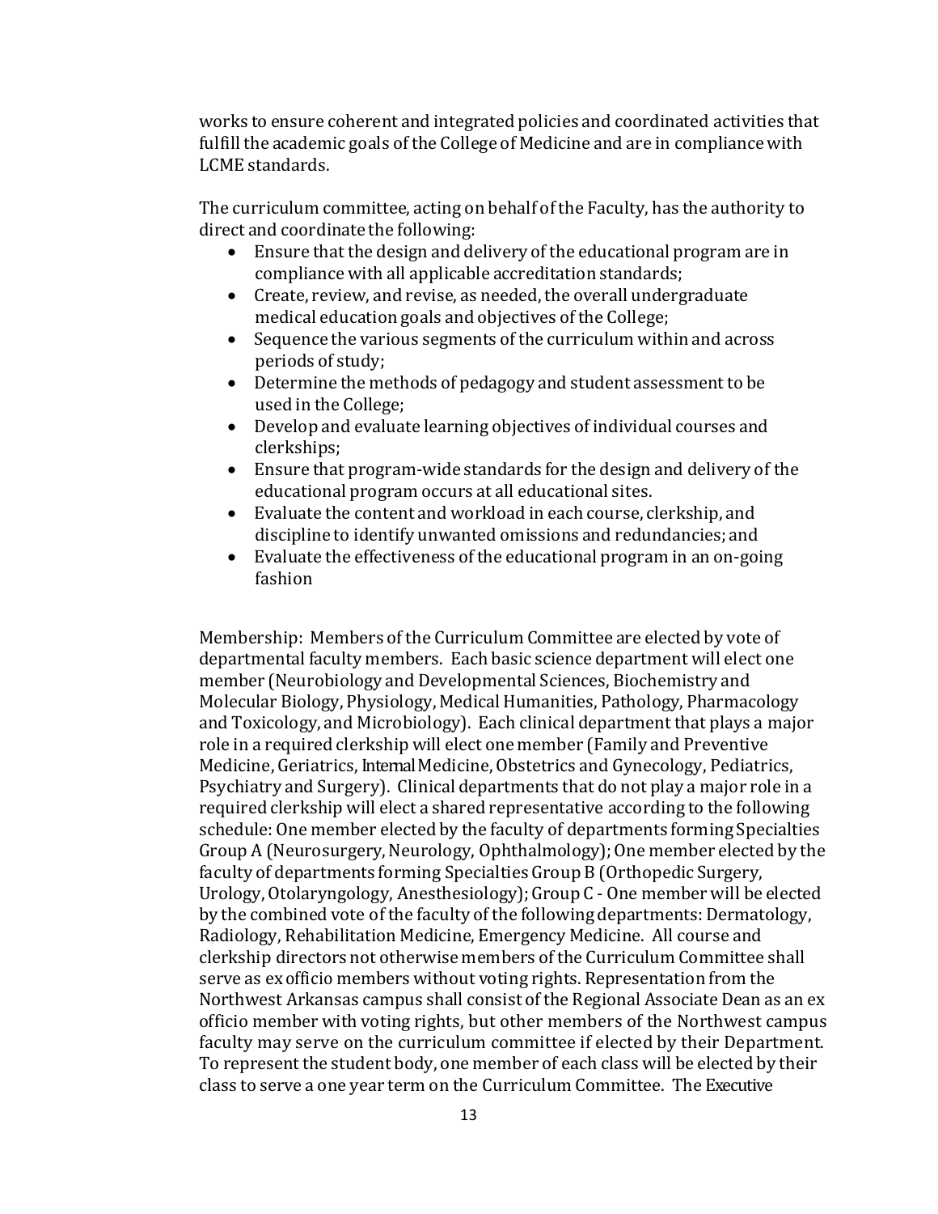works to ensure coherent and integrated policies and coordinated activities that fulfill the academic goals of the College of Medicine and are in compliance with LCME standards.

The curriculum committee, acting on behalf of the Faculty, has the authority to direct and coordinate the following:

- Ensure that the design and delivery of the educational program are in compliance with all applicable accreditation standards;
- Create, review, and revise, as needed, the overall undergraduate medical education goals and objectives of the College;
- Sequence the various segments of the curriculum within and across periods of study;
- Determine the methods of pedagogy and student assessment to be used in the College;
- Develop and evaluate learning objectives of individual courses and clerkships;
- Ensure that program-wide standards for the design and delivery of the educational program occurs at all educational sites.
- Evaluate the content and workload in each course, clerkship, and discipline to identify unwanted omissions and redundancies; and
- Evaluate the effectiveness of the educational program in an on-going fashion

Membership: Members of the Curriculum Committee are elected by vote of departmental faculty members. Each basic science department will elect one member (Neurobiology and Developmental Sciences, Biochemistry and Molecular Biology, Physiology, Medical Humanities, Pathology, Pharmacology and Toxicology, and Microbiology). Each clinical department that plays a major role in a required clerkship will elect one member (Family and Preventive Medicine, Geriatrics, Internal Medicine, Obstetrics and Gynecology, Pediatrics, Psychiatry and Surgery). Clinical departments that do not play a major role in a required clerkship will elect a shared representative according to the following schedule: One member elected by the faculty of departments forming Specialties Group A (Neurosurgery, Neurology, Ophthalmology); One member elected by the faculty of departments forming Specialties Group B (Orthopedic Surgery, Urology, Otolaryngology, Anesthesiology); Group C - One member will be elected by the combined vote of the faculty of the following departments: Dermatology, Radiology, Rehabilitation Medicine, Emergency Medicine. All course and clerkship directors not otherwise members of the Curriculum Committee shall serve as ex officio members without voting rights. Representation from the Northwest Arkansas campus shall consist of the Regional Associate Dean as an ex officio member with voting rights, but other members of the Northwest campus faculty may serve on the curriculum committee if elected by their Department. To represent the student body, one member of each class will be elected by their class to serve a one year term on the Curriculum Committee. The Executive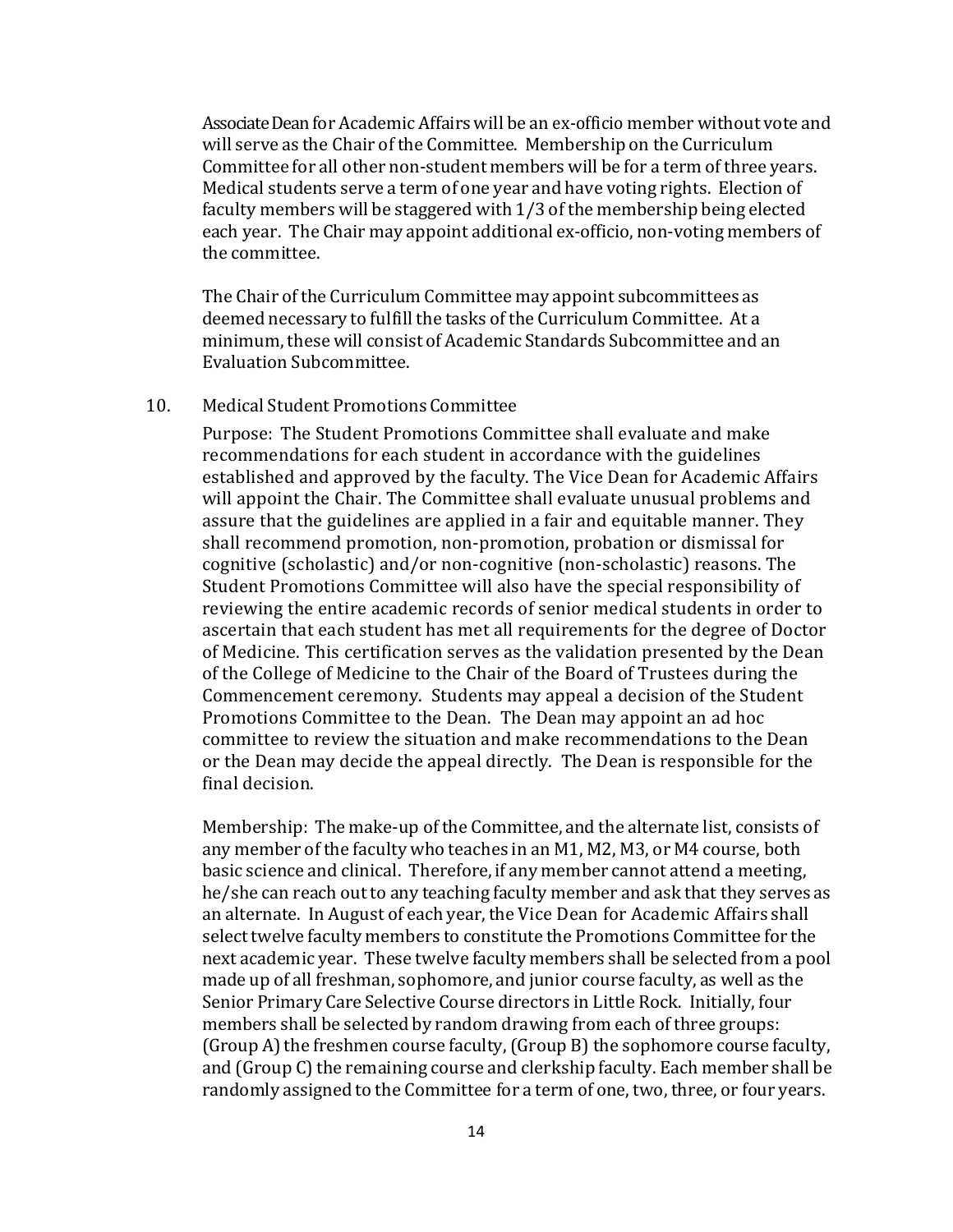Associate Dean for Academic Affairs will be an ex-officio member without vote and will serve as the Chair of the Committee. Membership on the Curriculum Committee for all other non-student members will be for a term of three years. Medical students serve a term of one year and have voting rights. Election of faculty members will be staggered with 1/3 of the membership being elected each year. The Chair may appoint additional ex-officio, non-voting members of the committee.

The Chair of the Curriculum Committee may appoint subcommittees as deemed necessary to fulfill the tasks of the Curriculum Committee. At a minimum, these will consist of Academic Standards Subcommittee and an Evaluation Subcommittee.

10. Medical Student Promotions Committee

Purpose: The Student Promotions Committee shall evaluate and make recommendations for each student in accordance with the guidelines established and approved by the faculty. The Vice Dean for Academic Affairs will appoint the Chair. The Committee shall evaluate unusual problems and assure that the guidelines are applied in a fair and equitable manner. They shall recommend promotion, non-promotion, probation or dismissal for cognitive (scholastic) and/or non-cognitive (non-scholastic) reasons. The Student Promotions Committee will also have the special responsibility of reviewing the entire academic records of senior medical students in order to ascertain that each student has met all requirements for the degree of Doctor of Medicine. This certification serves as the validation presented by the Dean of the College of Medicine to the Chair of the Board of Trustees during the Commencement ceremony. Students may appeal a decision of the Student Promotions Committee to the Dean. The Dean may appoint an ad hoc committee to review the situation and make recommendations to the Dean or the Dean may decide the appeal directly. The Dean is responsible for the final decision.

Membership: The make-up of the Committee, and the alternate list, consists of any member of the faculty who teaches in an M1, M2, M3, or M4 course, both basic science and clinical. Therefore, if any member cannot attend a meeting, he/she can reach out to any teaching faculty member and ask that they serves as an alternate. In August of each year, the Vice Dean for Academic Affairs shall select twelve faculty members to constitute the Promotions Committee for the next academic year. These twelve faculty members shall be selected from a pool made up of all freshman, sophomore, and junior course faculty, as well as the Senior Primary Care Selective Course directors in Little Rock. Initially, four members shall be selected by random drawing from each of three groups: (Group A) the freshmen course faculty, (Group B) the sophomore course faculty, and (Group C) the remaining course and clerkship faculty. Each member shall be randomly assigned to the Committee for a term of one, two, three, or four years.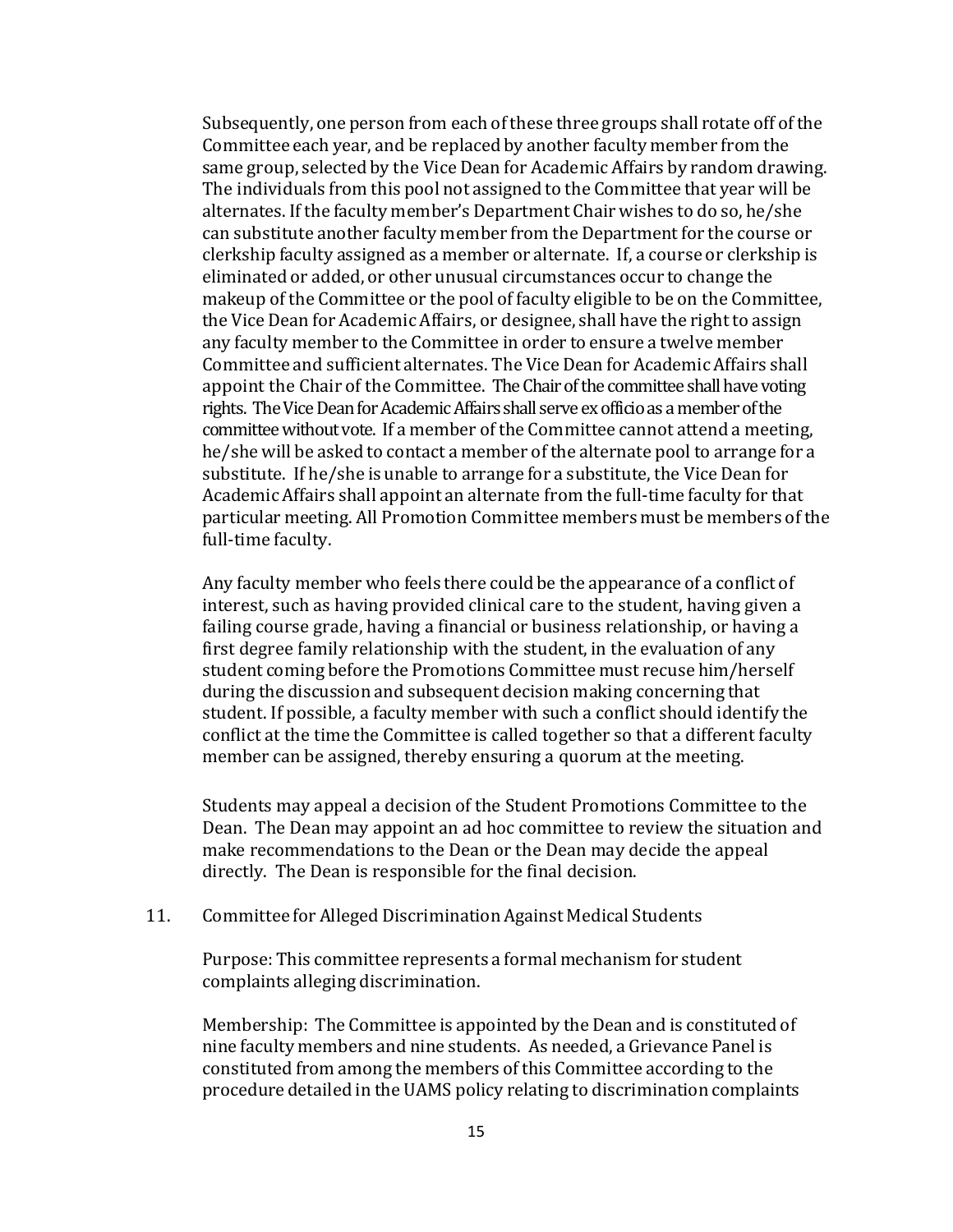Subsequently, one person from each of these three groups shall rotate off of the Committee each year, and be replaced by another faculty member from the same group, selected by the Vice Dean for Academic Affairs by random drawing. The individuals from this pool not assigned to the Committee that year will be alternates. If the faculty member's Department Chair wishes to do so, he/she can substitute another faculty member from the Department for the course or clerkship faculty assigned as a member or alternate. If, a course or clerkship is eliminated or added, or other unusual circumstances occur to change the makeup of the Committee or the pool of faculty eligible to be on the Committee, the Vice Dean for Academic Affairs, or designee, shall have the right to assign any faculty member to the Committee in order to ensure a twelve member Committee and sufficient alternates. The Vice Dean for Academic Affairs shall appoint the Chair of the Committee. The Chair of the committee shall have voting rights. The Vice Dean for Academic Affairs shall serve ex officio as a member of the committee without vote. If a member of the Committee cannot attend a meeting, he/she will be asked to contact a member of the alternate pool to arrange for a substitute. If he/she is unable to arrange for a substitute, the Vice Dean for Academic Affairs shall appoint an alternate from the full-time faculty for that particular meeting. All Promotion Committee members must be members of the full-time faculty.

Any faculty member who feels there could be the appearance of a conflict of interest, such as having provided clinical care to the student, having given a failing course grade, having a financial or business relationship, or having a first degree family relationship with the student, in the evaluation of any student coming before the Promotions Committee must recuse him/herself during the discussion and subsequent decision making concerning that student. If possible, a faculty member with such a conflict should identify the conflict at the time the Committee is called together so that a different faculty member can be assigned, thereby ensuring a quorum at the meeting.

Students may appeal a decision of the Student Promotions Committee to the Dean. The Dean may appoint an ad hoc committee to review the situation and make recommendations to the Dean or the Dean may decide the appeal directly. The Dean is responsible for the final decision.

11. Committee for Alleged Discrimination Against Medical Students

Purpose: This committee represents a formal mechanism for student complaints alleging discrimination.

Membership: The Committee is appointed by the Dean and is constituted of nine faculty members and nine students. As needed, a Grievance Panel is constituted from among the members of this Committee according to the procedure detailed in the UAMS policy relating to discrimination complaints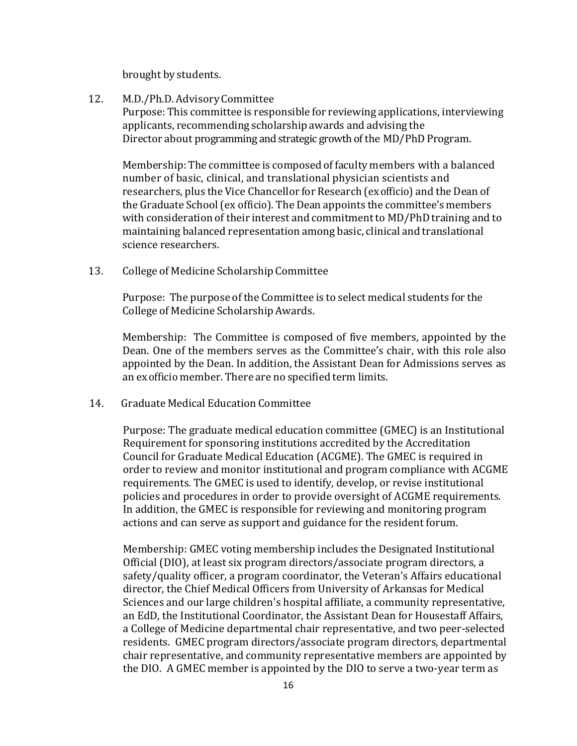brought by students.

12. M.D./Ph.D. Advisory Committee

    Purpose: This committee is responsible for reviewing applications, interviewing applicants, recommending scholarship awards and advising the Director about programming and strategic growth of the MD/PhD Program.

    Membership: The committee is composed of faculty members with a balanced number of basic, clinical, and translational physician scientists and researchers, plus the Vice Chancellor for Research (ex officio) and the Dean of the Graduate School (ex officio). The Dean appoints the committee's members with consideration of their interest and commitment to MD/PhD training and to maintaining balanced representation among basic, clinical and translational science researchers.

13. College of Medicine Scholarship Committee

    Purpose: The purpose of the Committee is to select medical students for the College of Medicine Scholarship Awards.

    Membership: The Committee is composed of five members, appointed by the Dean. One of the members serves as the Committee's chair, with this role also appointed by the Dean. In addition, the Assistant Dean for Admissions serves as an ex officio member. There are no specified term limits.

14. Graduate Medical Education Committee

    Purpose: The graduate medical education committee (GMEC) is an Institutional Requirement for sponsoring institutions accredited by the Accreditation Council for Graduate Medical Education (ACGME). The GMEC is required in order to review and monitor institutional and program compliance with ACGME requirements. The GMEC is used to identify, develop, or revise institutional policies and procedures in order to provide oversight of ACGME requirements. In addition, the GMEC is responsible for reviewing and monitoring program actions and can serve as support and guidance for the resident forum.

    Membership: GMEC voting membership includes the Designated Institutional Official (DIO), at least six program directors/associate program directors, a safety/quality officer, a program coordinator, the Veteran's Affairs educational director, the Chief Medical Officers from University of Arkansas for Medical Sciences and our large children's hospital affiliate, a community representative, an EdD, the Institutional Coordinator, the Assistant Dean for Housestaff Affairs, a College of Medicine departmental chair representative, and two peer-selected residents. GMEC program directors/associate program directors, departmental chair representative, and community representative members are appointed by the DIO. A GMEC member is appointed by the DIO to serve a two-year term as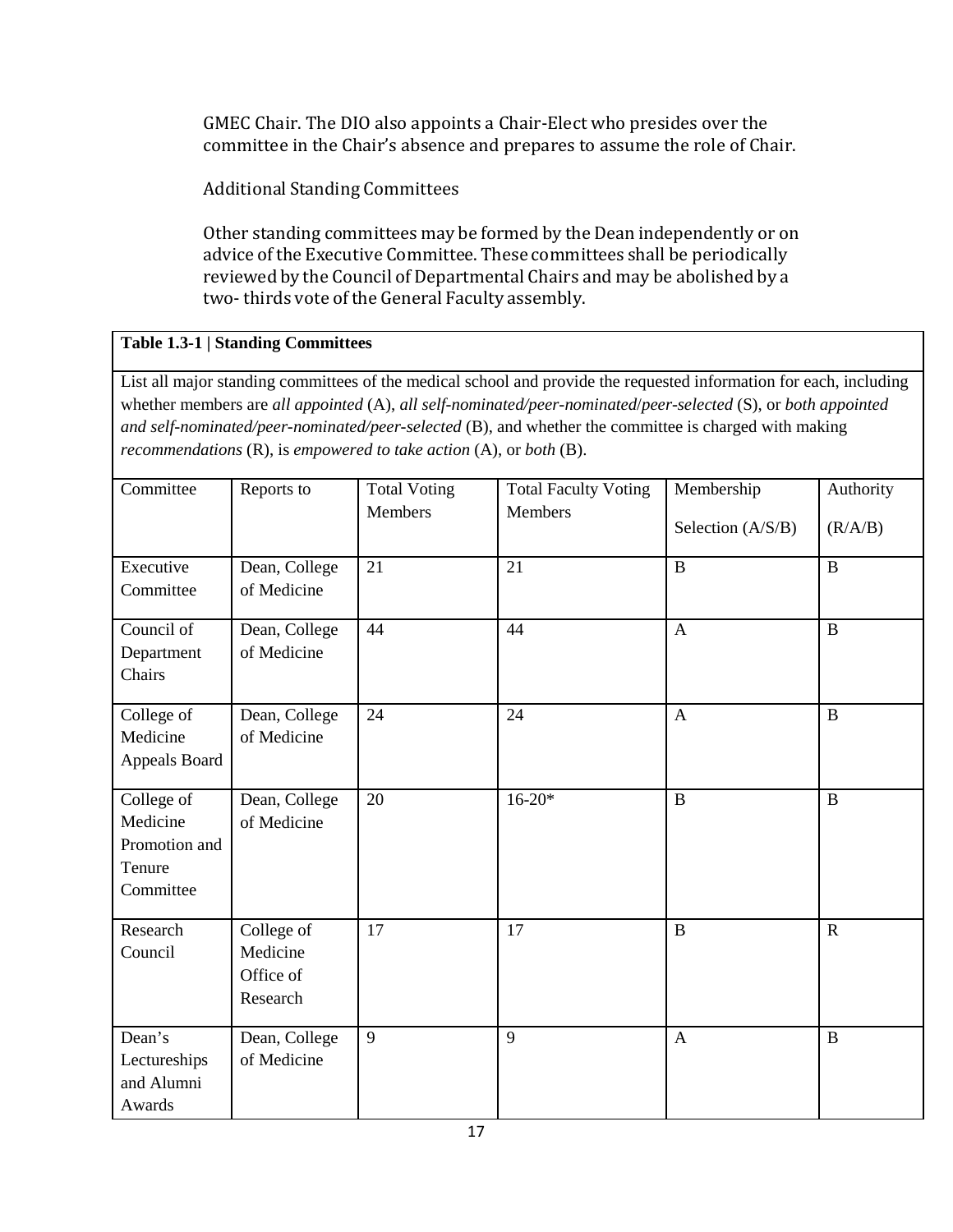GMEC Chair. The DIO also appoints a Chair-Elect who presides over the committee in the Chair's absence and prepares to assume the role of Chair.

Additional Standing Committees

Other standing committees may be formed by the Dean independently or on advice of the Executive Committee. These committees shall be periodically reviewed by the Council of Departmental Chairs and may be abolished by a two- thirds vote of the General Faculty assembly.

**Table 1.3-1 | Standing Committees**

List all major standing committees of the medical school and provide the requested information for each, including whether members are *all appointed* (A), *all self-nominated/peer-nominated/peer-selected* (S), or *both appointed and self-nominated/peer-nominated/peer-selected* (B), and whether the committee is charged with making *recommendations* (R), is *empowered to take action* (A), or *both* (B).

| Committee | Reports to | Total Voting Members | Total Faculty Voting Members | Membership Selection (A/S/B) | Authority (R/A/B) |
|---|---|---|---|---|---|
| Executive Committee | Dean, College of Medicine | 21 | 21 | B | B |
| Council of Department Chairs | Dean, College of Medicine | 44 | 44 | A | B |
| College of Medicine Appeals Board | Dean, College of Medicine | 24 | 24 | A | B |
| College of Medicine Promotion and Tenure Committee | Dean, College of Medicine | 20 | 16-20* | B | B |
| Research Council | College of Medicine Office of Research | 17 | 17 | B | R |
| Dean's Lectureships and Alumni Awards | Dean, College of Medicine | 9 | 9 | A | B |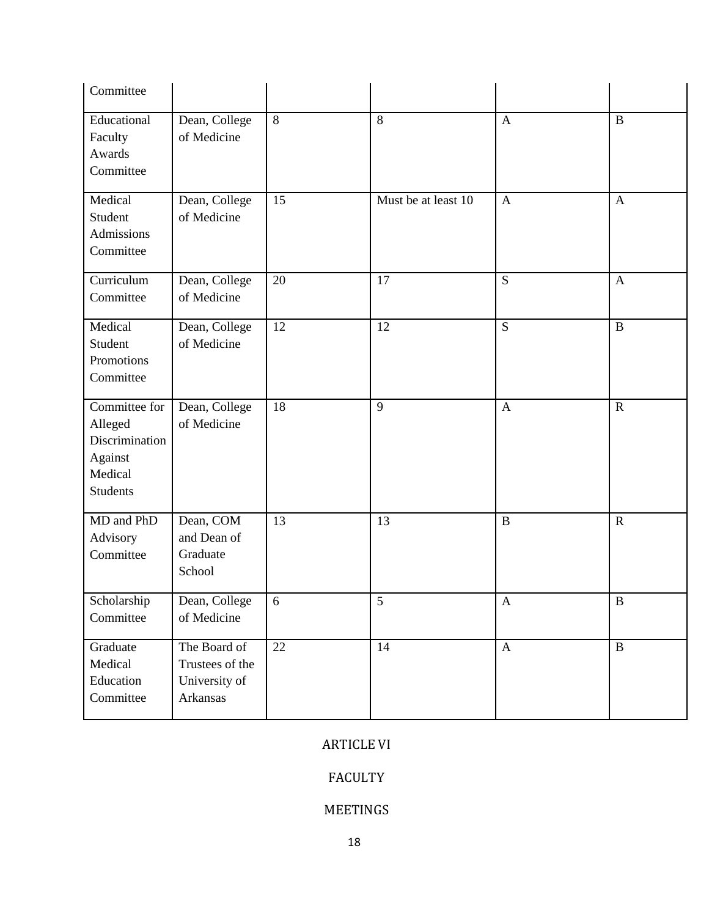| Committee | | | | | |
|---|---|---|---|---|---|
| Educational Faculty Awards Committee | Dean, College of Medicine | 8 | 8 | A | B |
| Medical Student Admissions Committee | Dean, College of Medicine | 15 | Must be at least 10 | A | A |
| Curriculum Committee | Dean, College of Medicine | 20 | 17 | S | A |
| Medical Student Promotions Committee | Dean, College of Medicine | 12 | 12 | S | B |
| Committee for Alleged Discrimination Against Medical Students | Dean, College of Medicine | 18 | 9 | A | R |
| MD and PhD Advisory Committee | Dean, COM and Dean of Graduate School | 13 | 13 | B | R |
| Scholarship Committee | Dean, College of Medicine | 6 | 5 | A | B |
| Graduate Medical Education Committee | The Board of Trustees of the University of Arkansas | 22 | 14 | A | B |

# ARTICLE VI

## FACULTY

## MEETINGS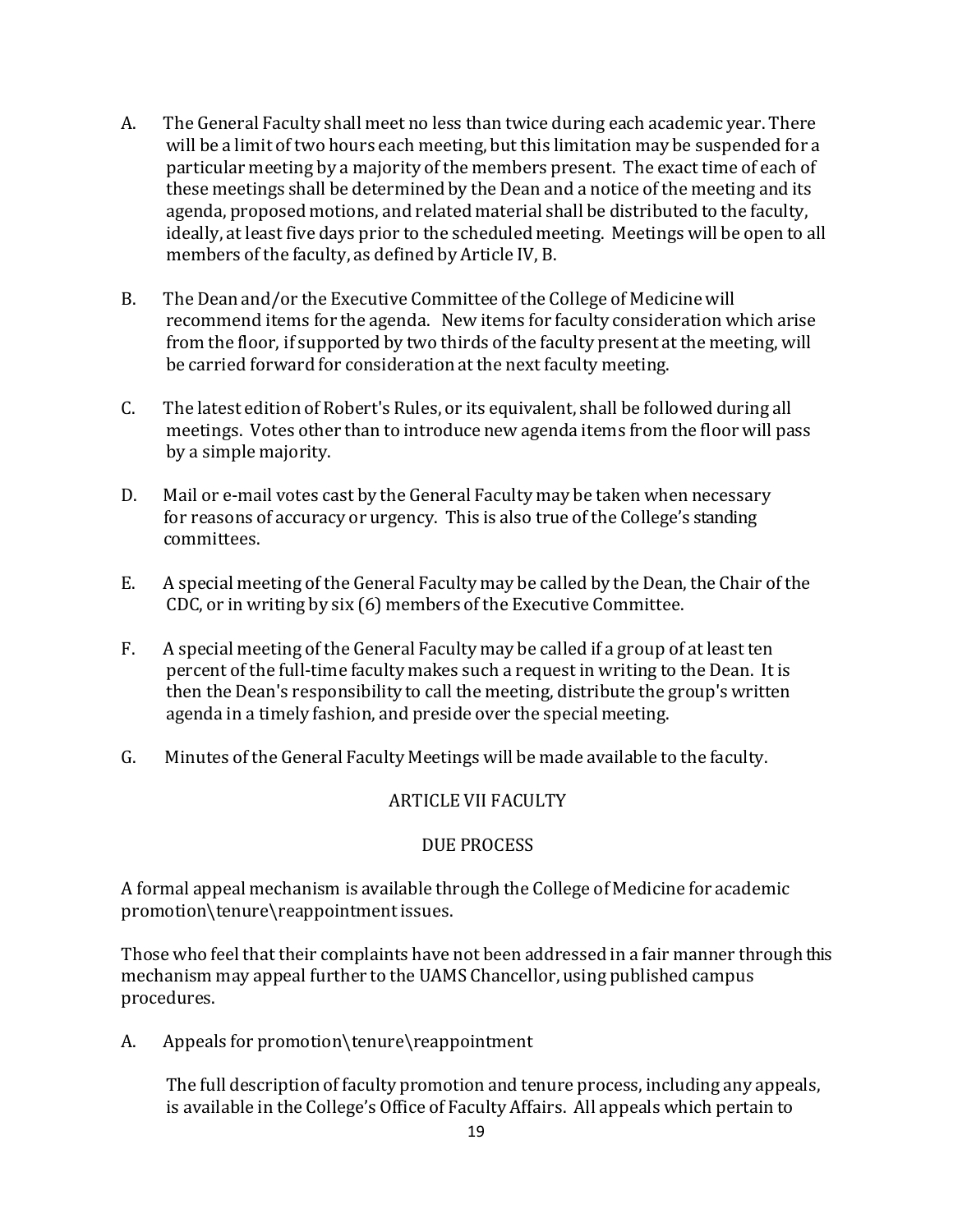A. The General Faculty shall meet no less than twice during each academic year. There will be a limit of two hours each meeting, but this limitation may be suspended for a particular meeting by a majority of the members present. The exact time of each of these meetings shall be determined by the Dean and a notice of the meeting and its agenda, proposed motions, and related material shall be distributed to the faculty, ideally, at least five days prior to the scheduled meeting. Meetings will be open to all members of the faculty, as defined by Article IV, B.

B. The Dean and/or the Executive Committee of the College of Medicine will recommend items for the agenda. New items for faculty consideration which arise from the floor, if supported by two thirds of the faculty present at the meeting, will be carried forward for consideration at the next faculty meeting.

C. The latest edition of Robert's Rules, or its equivalent, shall be followed during all meetings. Votes other than to introduce new agenda items from the floor will pass by a simple majority.

D. Mail or e-mail votes cast by the General Faculty may be taken when necessary for reasons of accuracy or urgency. This is also true of the College's standing committees.

E. A special meeting of the General Faculty may be called by the Dean, the Chair of the CDC, or in writing by six (6) members of the Executive Committee.

F. A special meeting of the General Faculty may be called if a group of at least ten percent of the full-time faculty makes such a request in writing to the Dean. It is then the Dean's responsibility to call the meeting, distribute the group's written agenda in a timely fashion, and preside over the special meeting.

G. Minutes of the General Faculty Meetings will be made available to the faculty.

## ARTICLE VII FACULTY

### DUE PROCESS

A formal appeal mechanism is available through the College of Medicine for academic promotion\tenure\reappointment issues.

Those who feel that their complaints have not been addressed in a fair manner through this mechanism may appeal further to the UAMS Chancellor, using published campus procedures.

A. Appeals for promotion\tenure\reappointment

The full description of faculty promotion and tenure process, including any appeals, is available in the College's Office of Faculty Affairs. All appeals which pertain to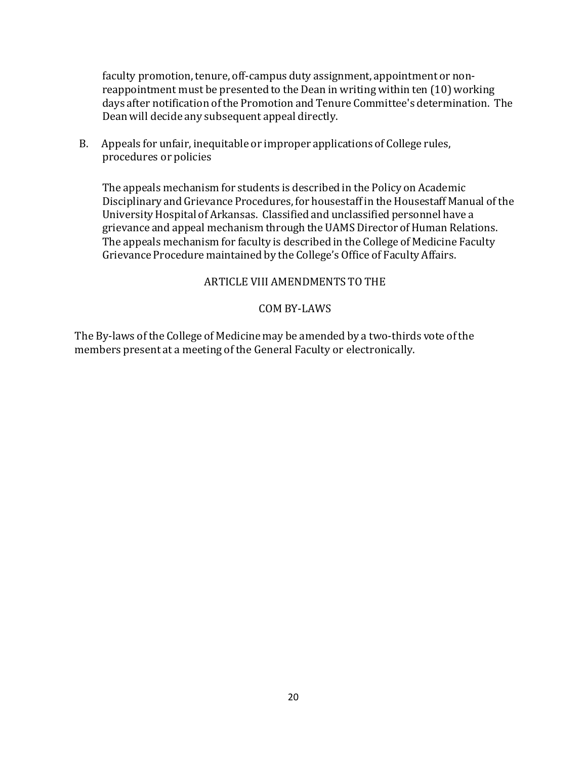faculty promotion, tenure, off-campus duty assignment, appointment or non-reappointment must be presented to the Dean in writing within ten (10) working days after notification of the Promotion and Tenure Committee's determination. The Dean will decide any subsequent appeal directly.

B. Appeals for unfair, inequitable or improper applications of College rules, procedures or policies

The appeals mechanism for students is described in the Policy on Academic Disciplinary and Grievance Procedures, for housestaff in the Housestaff Manual of the University Hospital of Arkansas. Classified and unclassified personnel have a grievance and appeal mechanism through the UAMS Director of Human Relations. The appeals mechanism for faculty is described in the College of Medicine Faculty Grievance Procedure maintained by the College's Office of Faculty Affairs.

## ARTICLE VIII AMENDMENTS TO THE COM BY-LAWS

The By-laws of the College of Medicine may be amended by a two-thirds vote of the members present at a meeting of the General Faculty or electronically.